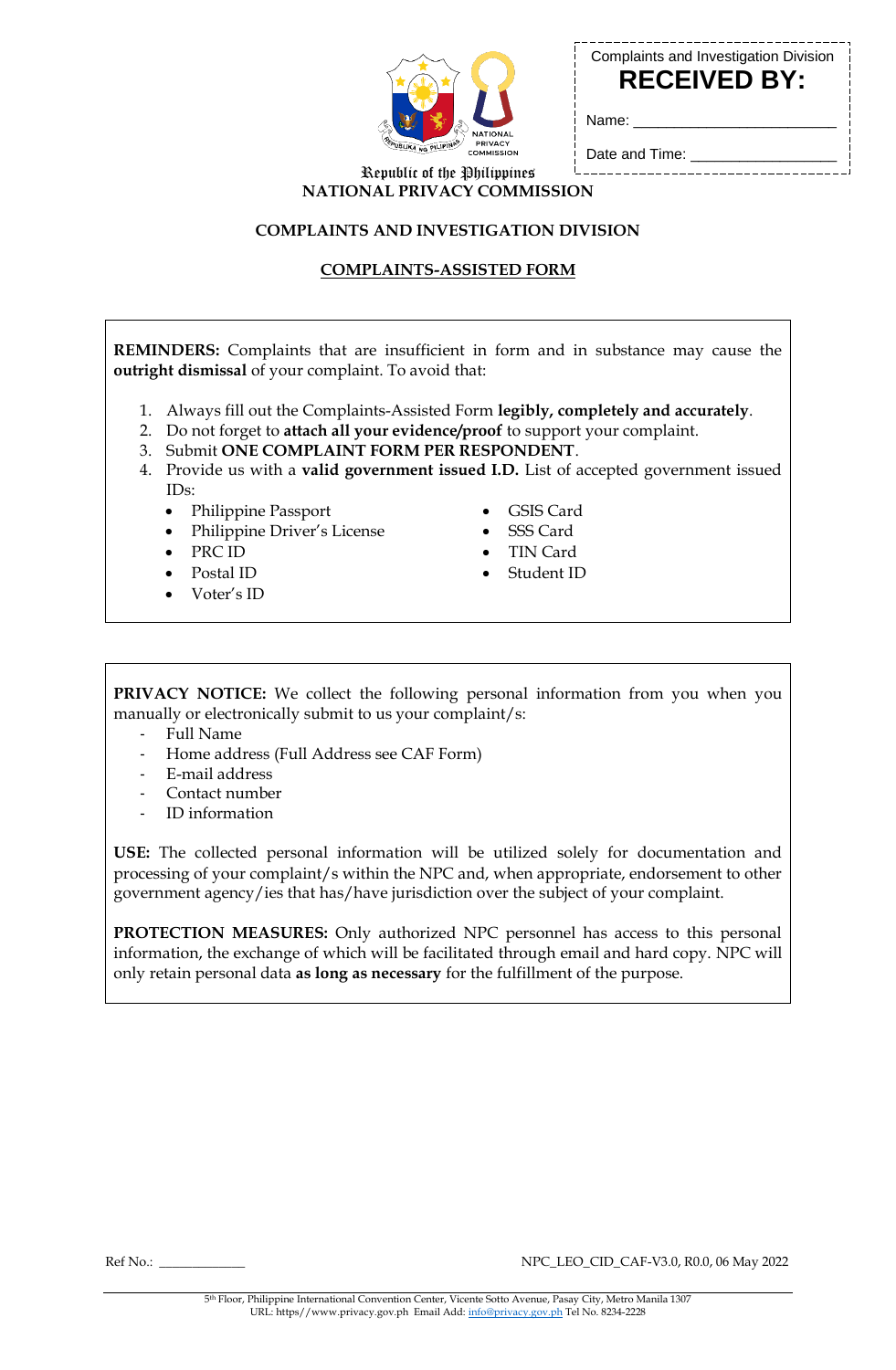Complaints and Investigation Division
**RECEIVED BY:**

Name: ________________________

Date and Time: __________________

Republic of the Philippines
**NATIONAL PRIVACY COMMISSION**

**COMPLAINTS AND INVESTIGATION DIVISION**

**COMPLAINTS-ASSISTED FORM**

**REMINDERS:** Complaints that are insufficient in form and in substance may cause the **outright dismissal** of your complaint. To avoid that:

1. Always fill out the Complaints-Assisted Form **legibly, completely and accurately**.
2. Do not forget to **attach all your evidence/proof** to support your complaint.
3. Submit **ONE COMPLAINT FORM PER RESPONDENT**.
4. Provide us with a **valid government issued I.D.** List of accepted government issued IDs:
   - Philippine Passport
   - Philippine Driver's License
   - PRC ID
   - Postal ID
   - Voter's ID
   - GSIS Card
   - SSS Card
   - TIN Card
   - Student ID

**PRIVACY NOTICE:** We collect the following personal information from you when you manually or electronically submit to us your complaint/s:

- Full Name
- Home address (Full Address see CAF Form)
- E-mail address
- Contact number
- ID information

**USE:** The collected personal information will be utilized solely for documentation and processing of your complaint/s within the NPC and, when appropriate, endorsement to other government agency/ies that has/have jurisdiction over the subject of your complaint.

**PROTECTION MEASURES:** Only authorized NPC personnel has access to this personal information, the exchange of which will be facilitated through email and hard copy. NPC will only retain personal data **as long as necessary** for the fulfillment of the purpose.

Ref No.: ____________

NPC_LEO_CID_CAF-V3.0, R0.0, 06 May 2022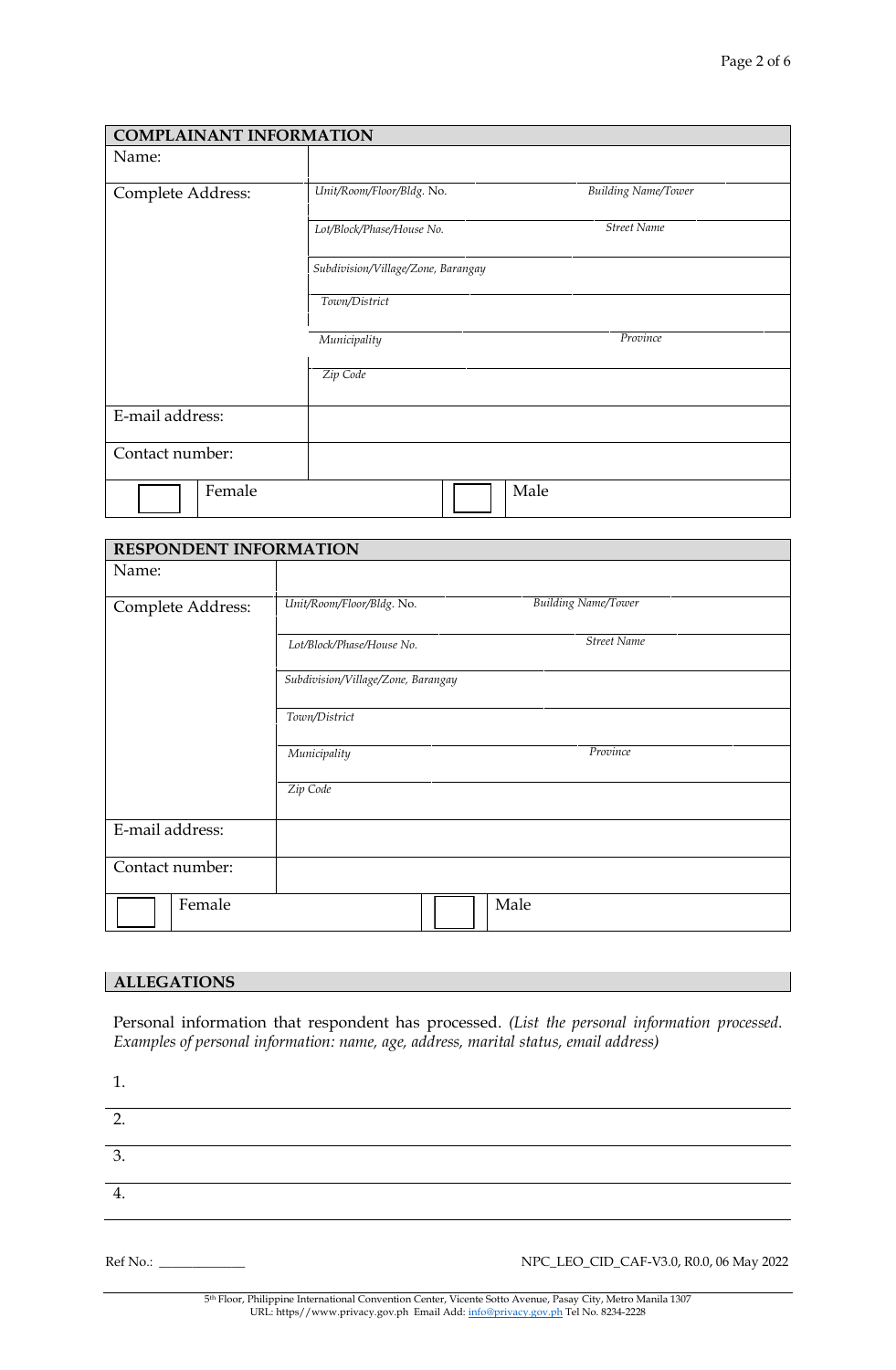| COMPLAINANT INFORMATION | | |
|---|---|---|
| Name: | | |
| Complete Address: | *Unit/Room/Floor/Bldg.* No. | *Building Name/Tower* |
| | *Lot/Block/Phase/House No.* | *Street Name* |
| | *Subdivision/Village/Zone, Barangay* | |
| | *Town/District* | |
| | *Municipality* | *Province* |
| | *Zip Code* | |
| E-mail address: | | |
| Contact number: | | |
| ☐ Female | | ☐ Male |

| RESPONDENT INFORMATION | | |
|---|---|---|
| Name: | | |
| Complete Address: | *Unit/Room/Floor/Bldg.* No. | *Building Name/Tower* |
| | *Lot/Block/Phase/House No.* | *Street Name* |
| | *Subdivision/Village/Zone, Barangay* | |
| | *Town/District* | |
| | *Municipality* | *Province* |
| | *Zip Code* | |
| E-mail address: | | |
| Contact number: | | |
| ☐ Female | | ☐ Male |

## ALLEGATIONS

Personal information that respondent has processed. *(List the personal information processed. Examples of personal information: name, age, address, marital status, email address)*

1. 
2. 
3. 
4. 

Ref No.: ____________

NPC_LEO_CID_CAF-V3.0, R0.0, 06 May 2022

5th Floor, Philippine International Convention Center, Vicente Sotto Avenue, Pasay City, Metro Manila 1307
URL: https//www.privacy.gov.ph Email Add: info@privacy.gov.ph Tel No. 8234-2228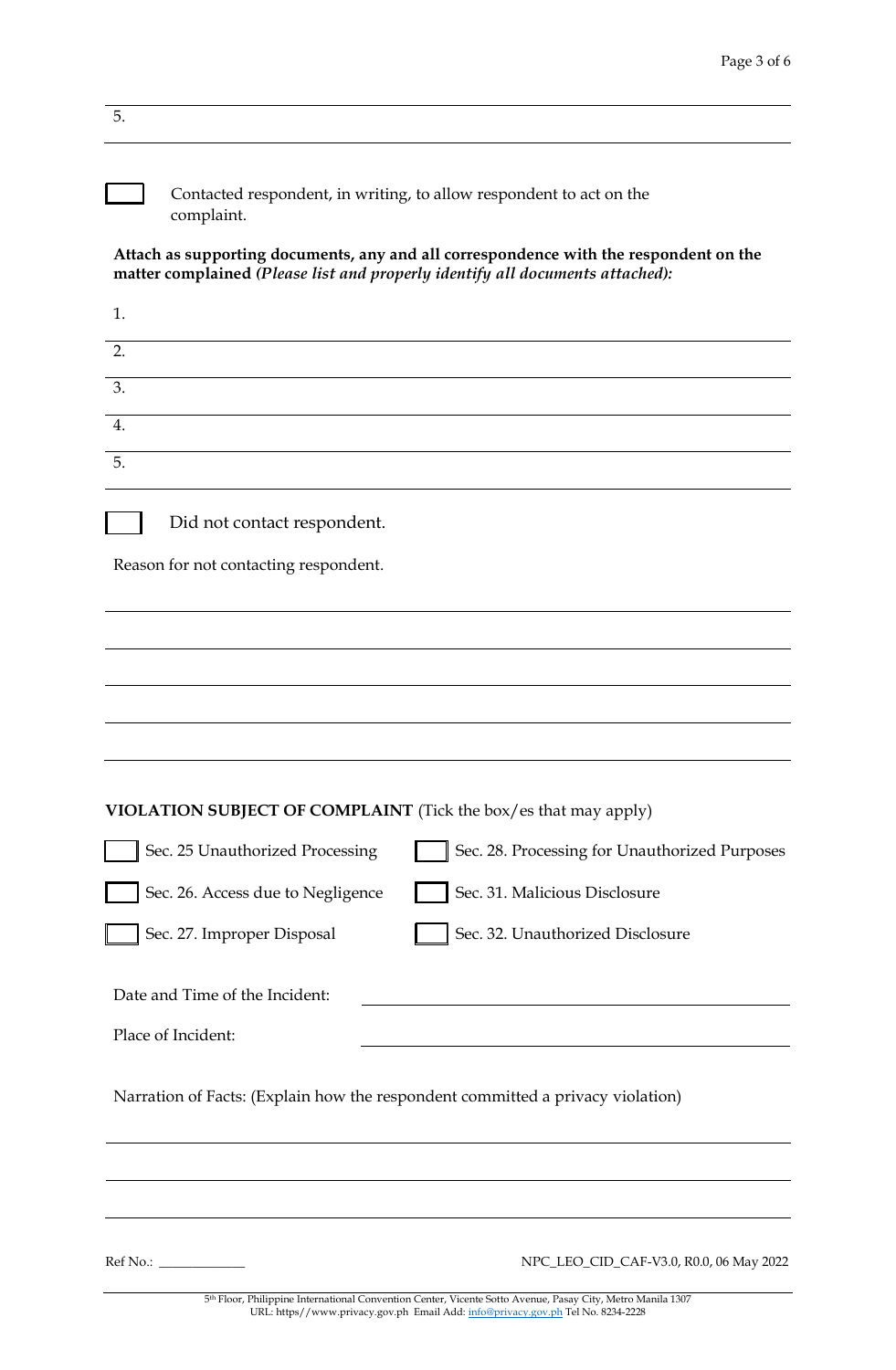5. \_\_\_\_\_\_\_\_\_\_\_\_\_\_\_\_\_\_\_\_\_\_\_\_\_\_\_\_\_\_\_\_\_\_\_\_\_\_\_\_

☐ Contacted respondent, in writing, to allow respondent to act on the complaint.

**Attach as supporting documents, any and all correspondence with the respondent on the matter complained** ***(Please list and properly identify all documents attached):***

1. \_\_\_\_\_\_\_\_\_\_\_\_\_\_\_\_\_\_\_\_\_\_\_\_\_\_\_\_\_\_\_\_\_\_\_\_\_\_\_\_
2. \_\_\_\_\_\_\_\_\_\_\_\_\_\_\_\_\_\_\_\_\_\_\_\_\_\_\_\_\_\_\_\_\_\_\_\_\_\_\_\_
3. \_\_\_\_\_\_\_\_\_\_\_\_\_\_\_\_\_\_\_\_\_\_\_\_\_\_\_\_\_\_\_\_\_\_\_\_\_\_\_\_
4. \_\_\_\_\_\_\_\_\_\_\_\_\_\_\_\_\_\_\_\_\_\_\_\_\_\_\_\_\_\_\_\_\_\_\_\_\_\_\_\_
5. \_\_\_\_\_\_\_\_\_\_\_\_\_\_\_\_\_\_\_\_\_\_\_\_\_\_\_\_\_\_\_\_\_\_\_\_\_\_\_\_

☐ Did not contact respondent.

Reason for not contacting respondent.

\_\_\_\_\_\_\_\_\_\_\_\_\_\_\_\_\_\_\_\_\_\_\_\_\_\_\_\_\_\_\_\_\_\_\_\_\_\_\_\_

\_\_\_\_\_\_\_\_\_\_\_\_\_\_\_\_\_\_\_\_\_\_\_\_\_\_\_\_\_\_\_\_\_\_\_\_\_\_\_\_

\_\_\_\_\_\_\_\_\_\_\_\_\_\_\_\_\_\_\_\_\_\_\_\_\_\_\_\_\_\_\_\_\_\_\_\_\_\_\_\_

\_\_\_\_\_\_\_\_\_\_\_\_\_\_\_\_\_\_\_\_\_\_\_\_\_\_\_\_\_\_\_\_\_\_\_\_\_\_\_\_

\_\_\_\_\_\_\_\_\_\_\_\_\_\_\_\_\_\_\_\_\_\_\_\_\_\_\_\_\_\_\_\_\_\_\_\_\_\_\_\_

**VIOLATION SUBJECT OF COMPLAINT** (Tick the box/es that may apply)

☐ Sec. 25 Unauthorized Processing

☐ Sec. 26. Access due to Negligence

☐ Sec. 27. Improper Disposal

☐ Sec. 28. Processing for Unauthorized Purposes

☐ Sec. 31. Malicious Disclosure

☐ Sec. 32. Unauthorized Disclosure

Date and Time of the Incident: \_\_\_\_\_\_\_\_\_\_\_\_\_\_\_\_\_\_\_\_\_\_\_\_\_\_\_\_\_\_

Place of Incident: \_\_\_\_\_\_\_\_\_\_\_\_\_\_\_\_\_\_\_\_\_\_\_\_\_\_\_\_\_\_

Narration of Facts: (Explain how the respondent committed a privacy violation)

\_\_\_\_\_\_\_\_\_\_\_\_\_\_\_\_\_\_\_\_\_\_\_\_\_\_\_\_\_\_\_\_\_\_\_\_\_\_\_\_

\_\_\_\_\_\_\_\_\_\_\_\_\_\_\_\_\_\_\_\_\_\_\_\_\_\_\_\_\_\_\_\_\_\_\_\_\_\_\_\_

\_\_\_\_\_\_\_\_\_\_\_\_\_\_\_\_\_\_\_\_\_\_\_\_\_\_\_\_\_\_\_\_\_\_\_\_\_\_\_\_

Ref No.: \_\_\_\_\_\_\_\_\_\_\_\_ NPC_LEO_CID_CAF-V3.0, R0.0, 06 May 2022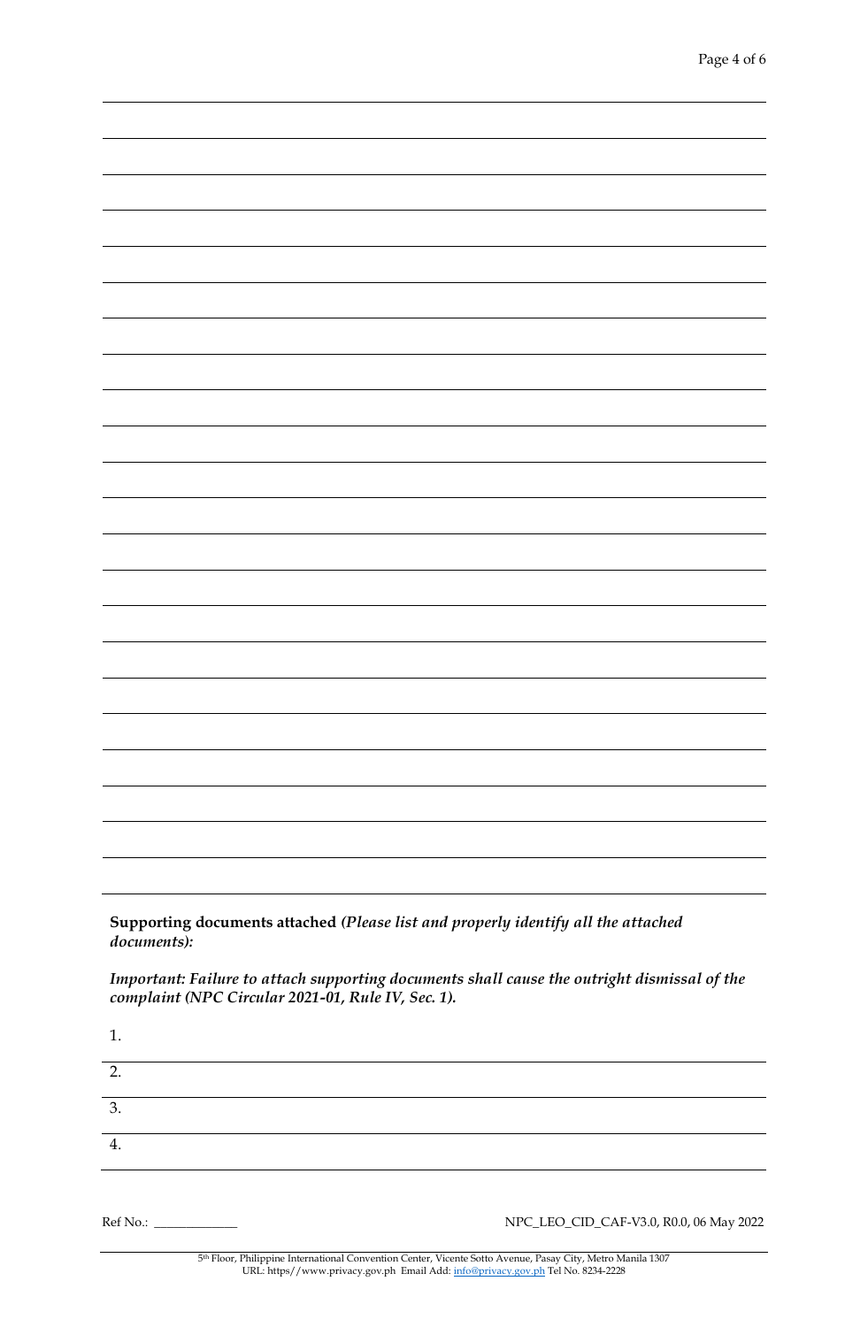**Supporting documents attached** ***(Please list and properly identify all the attached documents):***

***Important: Failure to attach supporting documents shall cause the outright dismissal of the complaint (NPC Circular 2021-01, Rule IV, Sec. 1).***

1. 
2. 
3. 
4. 

Ref No.: ____________

NPC_LEO_CID_CAF-V3.0, R0.0, 06 May 2022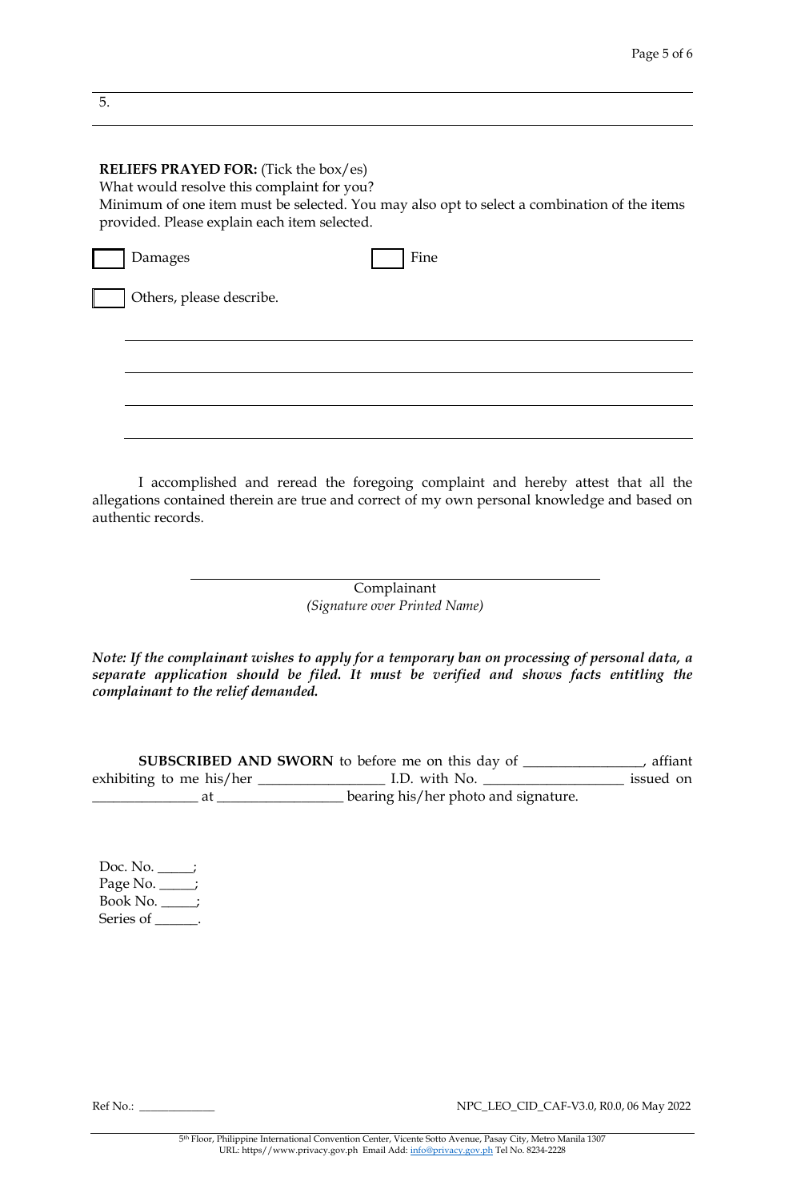5.

---

**RELIEFS PRAYED FOR:** (Tick the box/es)
What would resolve this complaint for you?
Minimum of one item must be selected. You may also opt to select a combination of the items provided. Please explain each item selected.

☐ Damages ☐ Fine

☐ Others, please describe.

\_\_\_\_\_\_\_\_\_\_\_\_\_\_\_\_\_\_\_\_\_\_\_\_\_\_\_\_\_\_\_\_\_\_\_\_\_\_\_\_\_\_\_\_\_\_\_\_\_\_\_\_\_\_\_\_\_\_\_\_

\_\_\_\_\_\_\_\_\_\_\_\_\_\_\_\_\_\_\_\_\_\_\_\_\_\_\_\_\_\_\_\_\_\_\_\_\_\_\_\_\_\_\_\_\_\_\_\_\_\_\_\_\_\_\_\_\_\_\_\_

\_\_\_\_\_\_\_\_\_\_\_\_\_\_\_\_\_\_\_\_\_\_\_\_\_\_\_\_\_\_\_\_\_\_\_\_\_\_\_\_\_\_\_\_\_\_\_\_\_\_\_\_\_\_\_\_\_\_\_\_

\_\_\_\_\_\_\_\_\_\_\_\_\_\_\_\_\_\_\_\_\_\_\_\_\_\_\_\_\_\_\_\_\_\_\_\_\_\_\_\_\_\_\_\_\_\_\_\_\_\_\_\_\_\_\_\_\_\_\_\_

I accomplished and reread the foregoing complaint and hereby attest that all the allegations contained therein are true and correct of my own personal knowledge and based on authentic records.

\_\_\_\_\_\_\_\_\_\_\_\_\_\_\_\_\_\_\_\_\_\_\_\_\_\_\_\_\_\_\_\_\_\_\_\_\_\_\_\_
Complainant
*(Signature over Printed Name)*

***Note: If the complainant wishes to apply for a temporary ban on processing of personal data, a separate application should be filed. It must be verified and shows facts entitling the complainant to the relief demanded.***

**SUBSCRIBED AND SWORN** to before me on this day of \_\_\_\_\_\_\_\_\_\_\_\_\_\_\_\_, affiant exhibiting to me his/her \_\_\_\_\_\_\_\_\_\_\_\_\_\_\_\_\_ I.D. with No. \_\_\_\_\_\_\_\_\_\_\_\_\_\_\_\_\_\_\_ issued on \_\_\_\_\_\_\_\_\_\_\_\_\_\_ at \_\_\_\_\_\_\_\_\_\_\_\_\_\_\_\_\_ bearing his/her photo and signature.

Doc. No. \_\_\_\_\_;
Page No. \_\_\_\_\_;
Book No. \_\_\_\_\_;
Series of \_\_\_\_\_\_.

Ref No.: \_\_\_\_\_\_\_\_\_\_\_\_ NPC_LEO_CID_CAF-V3.0, R0.0, 06 May 2022

5th Floor, Philippine International Convention Center, Vicente Sotto Avenue, Pasay City, Metro Manila 1307
URL: https//www.privacy.gov.ph Email Add: info@privacy.gov.ph Tel No. 8234-2228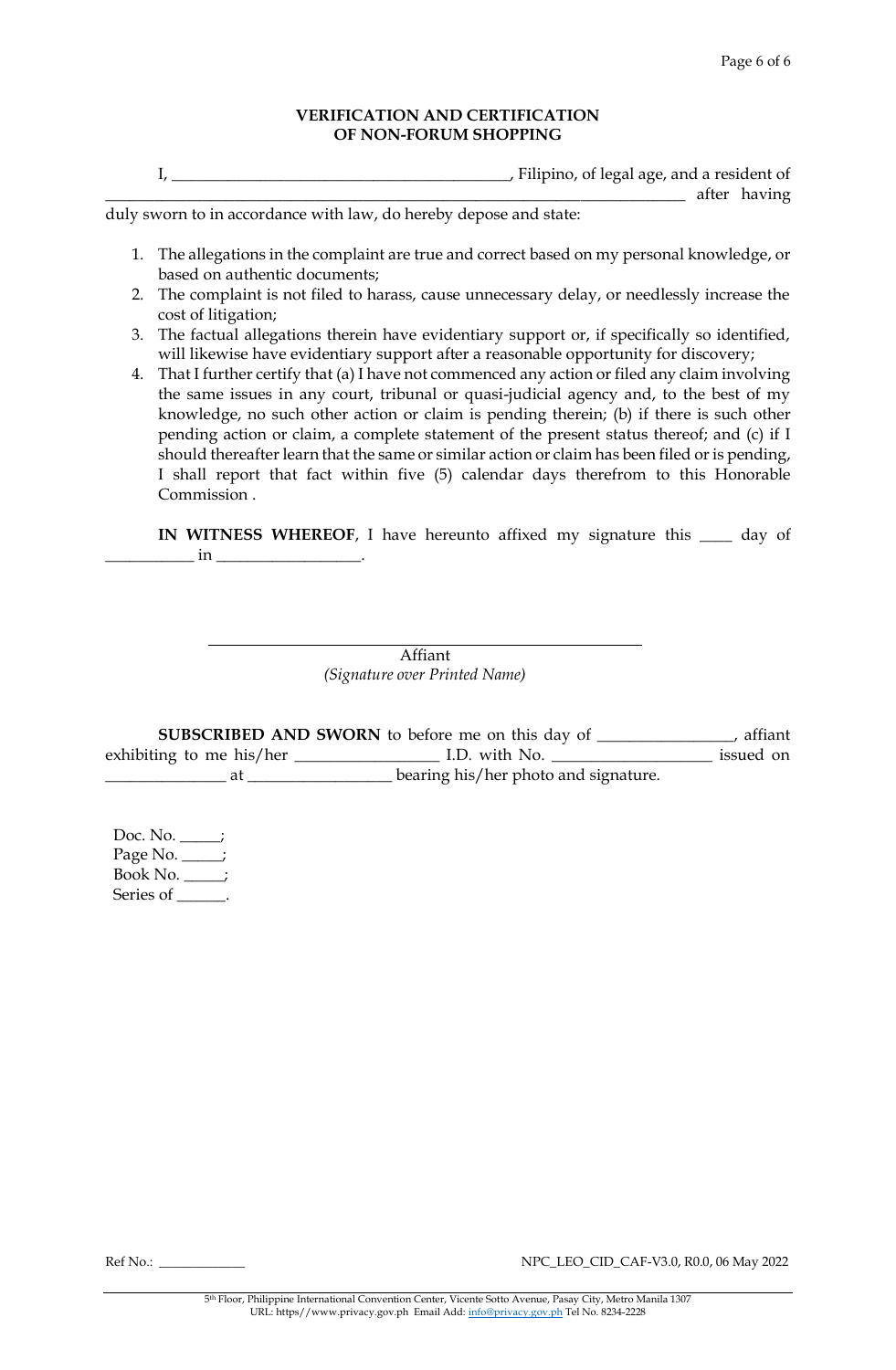## VERIFICATION AND CERTIFICATION OF NON-FORUM SHOPPING

I, ________________________________________, Filipino, of legal age, and a resident of ________________________________________________________________________ after having duly sworn to in accordance with law, do hereby depose and state:

1. The allegations in the complaint are true and correct based on my personal knowledge, or based on authentic documents;
2. The complaint is not filed to harass, cause unnecessary delay, or needlessly increase the cost of litigation;
3. The factual allegations therein have evidentiary support or, if specifically so identified, will likewise have evidentiary support after a reasonable opportunity for discovery;
4. That I further certify that (a) I have not commenced any action or filed any claim involving the same issues in any court, tribunal or quasi-judicial agency and, to the best of my knowledge, no such other action or claim is pending therein; (b) if there is such other pending action or claim, a complete statement of the present status thereof; and (c) if I should thereafter learn that the same or similar action or claim has been filed or is pending, I shall report that fact within five (5) calendar days therefrom to this Honorable Commission .

**IN WITNESS WHEREOF**, I have hereunto affixed my signature this ____ day of ___________ in _________________.

______________________________________________
Affiant
*(Signature over Printed Name)*

**SUBSCRIBED AND SWORN** to before me on this day of ________________, affiant exhibiting to me his/her _________________ I.D. with No. ___________________ issued on _______________ at _________________ bearing his/her photo and signature.

Doc. No. _____;
Page No. _____;
Book No. _____;
Series of ______.

Ref No.: ____________

NPC_LEO_CID_CAF-V3.0, R0.0, 06 May 2022

5th Floor, Philippine International Convention Center, Vicente Sotto Avenue, Pasay City, Metro Manila 1307
URL: https//www.privacy.gov.ph Email Add: info@privacy.gov.ph Tel No. 8234-2228